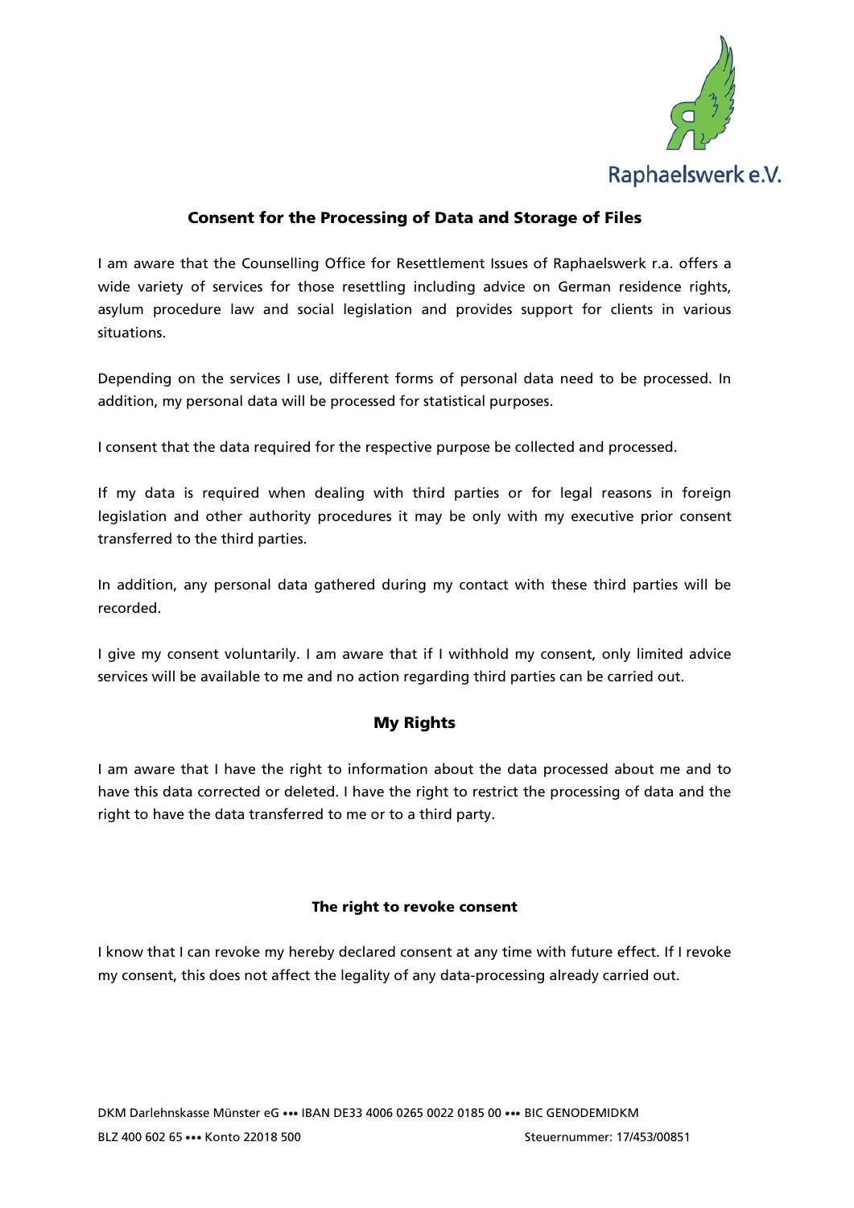Raphaelswerk e.V.

## Consent for the Processing of Data and Storage of Files

I am aware that the Counselling Office for Resettlement Issues of Raphaelswerk r.a. offers a wide variety of services for those resettling including advice on German residence rights, asylum procedure law and social legislation and provides support for clients in various situations.

Depending on the services I use, different forms of personal data need to be processed. In addition, my personal data will be processed for statistical purposes.

I consent that the data required for the respective purpose be collected and processed.

If my data is required when dealing with third parties or for legal reasons in foreign legislation and other authority procedures it may be only with my executive prior consent transferred to the third parties.

In addition, any personal data gathered during my contact with these third parties will be recorded.

I give my consent voluntarily. I am aware that if I withhold my consent, only limited advice services will be available to me and no action regarding third parties can be carried out.

## My Rights

I am aware that I have the right to information about the data processed about me and to have this data corrected or deleted. I have the right to restrict the processing of data and the right to have the data transferred to me or to a third party.

### The right to revoke consent

I know that I can revoke my hereby declared consent at any time with future effect. If I revoke my consent, this does not affect the legality of any data-processing already carried out.

DKM Darlehnskasse Münster eG ••• IBAN DE33 4006 0265 0022 0185 00 ••• BIC GENODEMIDKM
BLZ 400 602 65 ••• Konto 22018 500 Steuernummer: 17/453/00851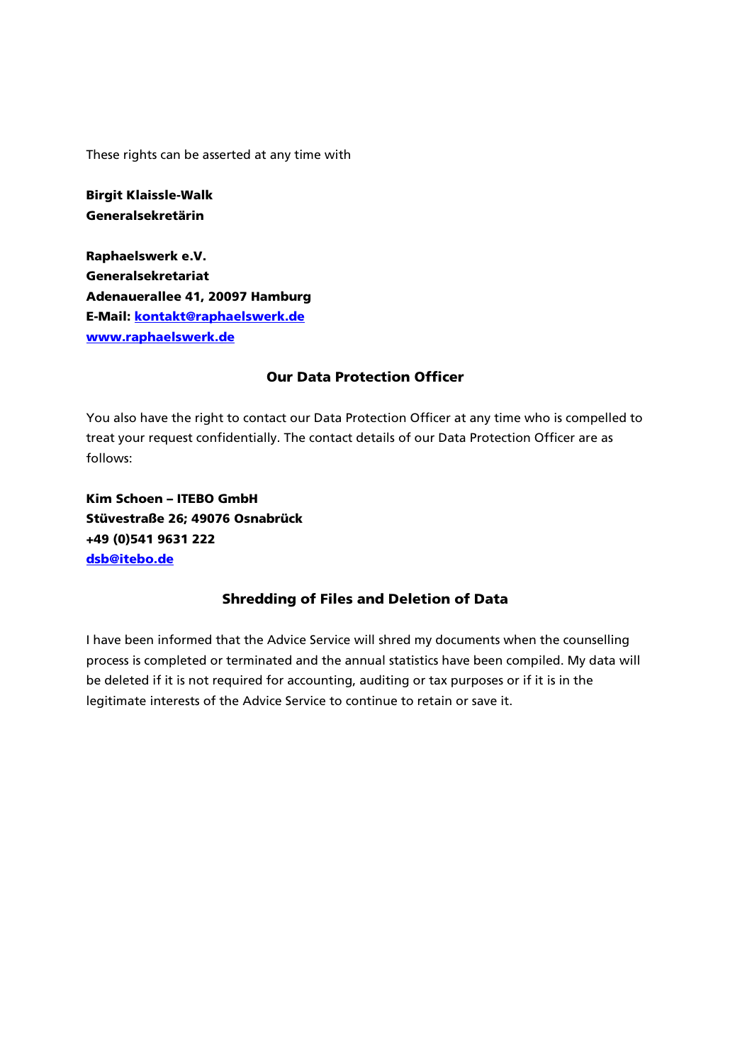These rights can be asserted at any time with

**Birgit Klaissle-Walk**
**Generalsekretärin**

**Raphaelswerk e.V.**
**Generalsekretariat**
**Adenauerallee 41, 20097 Hamburg**
**E-Mail: [kontakt@raphaelswerk.de](mailto:kontakt@raphaelswerk.de)**
**[www.raphaelswerk.de](http://www.raphaelswerk.de)**

## Our Data Protection Officer

You also have the right to contact our Data Protection Officer at any time who is compelled to treat your request confidentially. The contact details of our Data Protection Officer are as follows:

**Kim Schoen – ITEBO GmbH**
**Stüvestraße 26; 49076 Osnabrück**
**+49 (0)541 9631 222**
**[dsb@itebo.de](mailto:dsb@itebo.de)**

## Shredding of Files and Deletion of Data

I have been informed that the Advice Service will shred my documents when the counselling process is completed or terminated and the annual statistics have been compiled. My data will be deleted if it is not required for accounting, auditing or tax purposes or if it is in the legitimate interests of the Advice Service to continue to retain or save it.